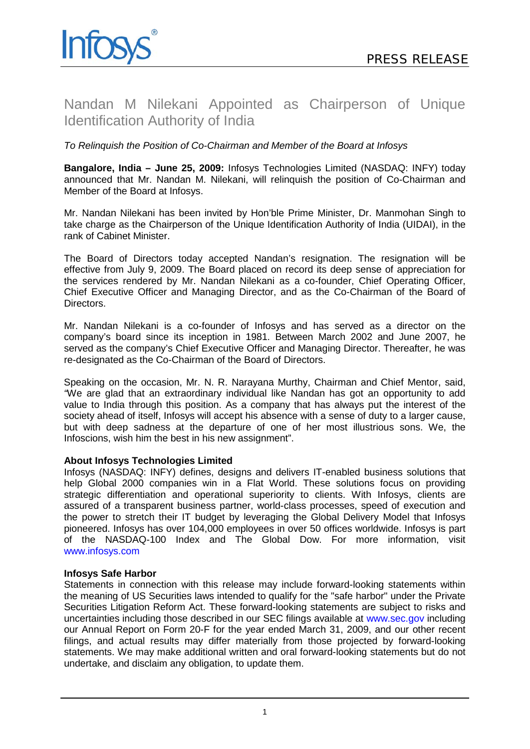Infosys®

PRESS RELEASE

# Nandan M Nilekani Appointed as Chairperson of Unique Identification Authority of India

*To Relinquish the Position of Co-Chairman and Member of the Board at Infosys*

**Bangalore, India – June 25, 2009:** Infosys Technologies Limited (NASDAQ: INFY) today announced that Mr. Nandan M. Nilekani, will relinquish the position of Co-Chairman and Member of the Board at Infosys.

Mr. Nandan Nilekani has been invited by Hon'ble Prime Minister, Dr. Manmohan Singh to take charge as the Chairperson of the Unique Identification Authority of India (UIDAI), in the rank of Cabinet Minister.

The Board of Directors today accepted Nandan's resignation. The resignation will be effective from July 9, 2009. The Board placed on record its deep sense of appreciation for the services rendered by Mr. Nandan Nilekani as a co-founder, Chief Operating Officer, Chief Executive Officer and Managing Director, and as the Co-Chairman of the Board of Directors.

Mr. Nandan Nilekani is a co-founder of Infosys and has served as a director on the company's board since its inception in 1981. Between March 2002 and June 2007, he served as the company's Chief Executive Officer and Managing Director. Thereafter, he was re-designated as the Co-Chairman of the Board of Directors.

Speaking on the occasion, Mr. N. R. Narayana Murthy, Chairman and Chief Mentor, said, "We are glad that an extraordinary individual like Nandan has got an opportunity to add value to India through this position. As a company that has always put the interest of the society ahead of itself, Infosys will accept his absence with a sense of duty to a larger cause, but with deep sadness at the departure of one of her most illustrious sons. We, the Infoscions, wish him the best in his new assignment".

**About Infosys Technologies Limited**
Infosys (NASDAQ: INFY) defines, designs and delivers IT-enabled business solutions that help Global 2000 companies win in a Flat World. These solutions focus on providing strategic differentiation and operational superiority to clients. With Infosys, clients are assured of a transparent business partner, world-class processes, speed of execution and the power to stretch their IT budget by leveraging the Global Delivery Model that Infosys pioneered. Infosys has over 104,000 employees in over 50 offices worldwide. Infosys is part of the NASDAQ-100 Index and The Global Dow. For more information, visit www.infosys.com

**Infosys Safe Harbor**
Statements in connection with this release may include forward-looking statements within the meaning of US Securities laws intended to qualify for the "safe harbor" under the Private Securities Litigation Reform Act. These forward-looking statements are subject to risks and uncertainties including those described in our SEC filings available at www.sec.gov including our Annual Report on Form 20-F for the year ended March 31, 2009, and our other recent filings, and actual results may differ materially from those projected by forward-looking statements. We may make additional written and oral forward-looking statements but do not undertake, and disclaim any obligation, to update them.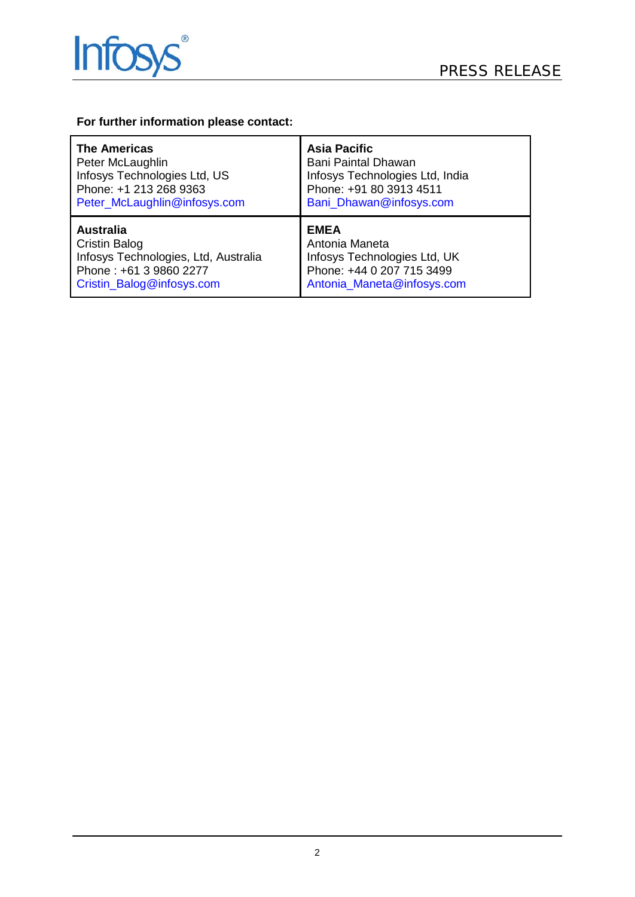**For further information please contact:**

| | |
|---|---|
| **The Americas**<br>Peter McLaughlin<br>Infosys Technologies Ltd, US<br>Phone: +1 213 268 9363<br>Peter_McLaughlin@infosys.com | **Asia Pacific**<br>Bani Paintal Dhawan<br>Infosys Technologies Ltd, India<br>Phone: +91 80 3913 4511<br>Bani_Dhawan@infosys.com |
| **Australia**<br>Cristin Balog<br>Infosys Technologies, Ltd, Australia<br>Phone : +61 3 9860 2277<br>Cristin_Balog@infosys.com | **EMEA**<br>Antonia Maneta<br>Infosys Technologies Ltd, UK<br>Phone: +44 0 207 715 3499<br>Antonia_Maneta@infosys.com |